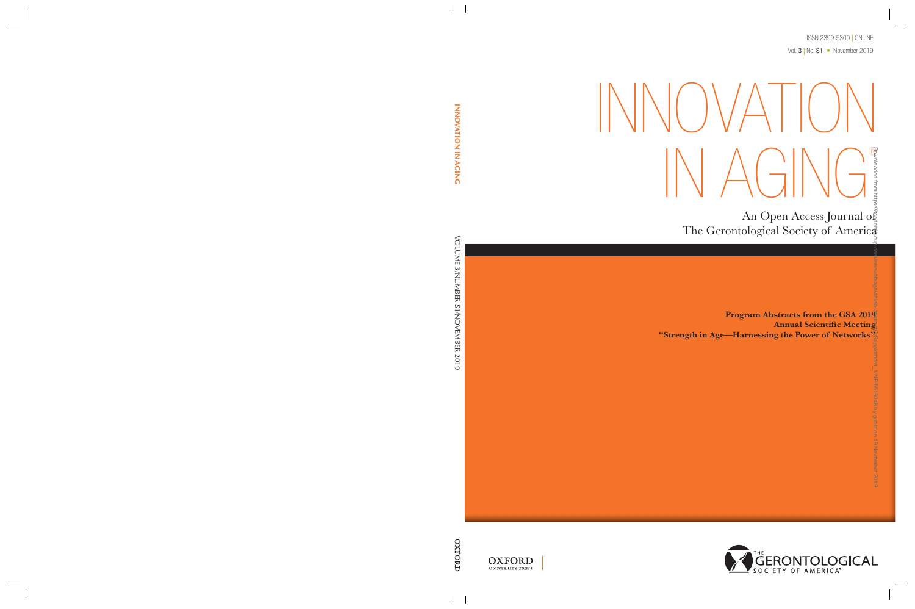ISSN 2399-5300 | ONLINE

Vol. 3 | No. S1 • November 2019

# INNOVATION IN AGING®

An Open Access Journal of The Gerontological Society of America

**Program Abstracts from the GSA 2019 Annual Scientific Meeting "Strength in Age—Harnessing the Power of Networks"**

INNOVATION IN AGING

VOLUME 3/NUMBER S1/NOVEMBER 2019

OXFORD

OXFORD UNIVERSITY PRESS

THE GERONTOLOGICAL SOCIETY OF AMERICA®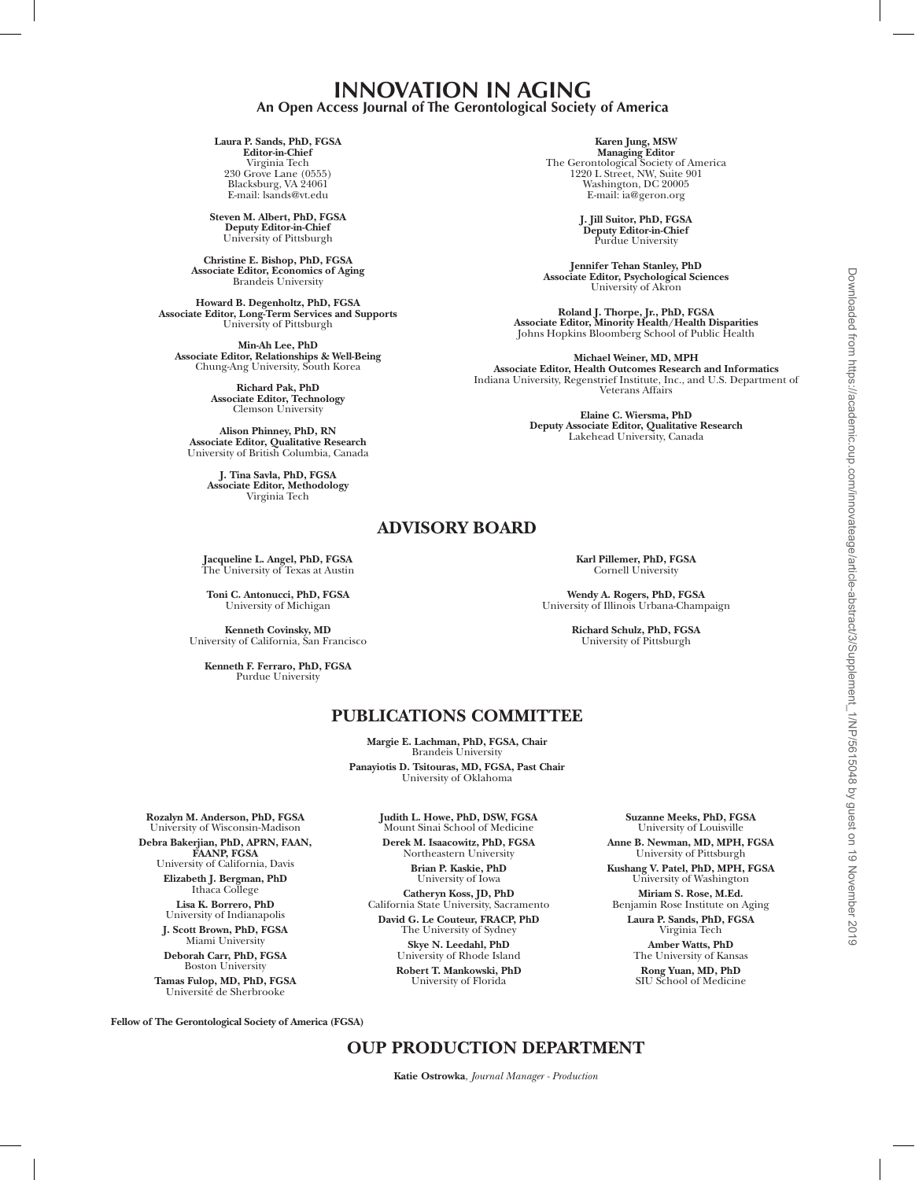# INNOVATION IN AGING

## An Open Access Journal of The Gerontological Society of America

**Laura P. Sands, PhD, FGSA**
**Editor-in-Chief**
Virginia Tech
230 Grove Lane (0555)
Blacksburg, VA 24061
E-mail: lsands@vt.edu

**Steven M. Albert, PhD, FGSA**
**Deputy Editor-in-Chief**
University of Pittsburgh

**Christine E. Bishop, PhD, FGSA**
**Associate Editor, Economics of Aging**
Brandeis University

**Howard B. Degenholtz, PhD, FGSA**
**Associate Editor, Long-Term Services and Supports**
University of Pittsburgh

**Min-Ah Lee, PhD**
**Associate Editor, Relationships & Well-Being**
Chung-Ang University, South Korea

**Richard Pak, PhD**
**Associate Editor, Technology**
Clemson University

**Alison Phinney, PhD, RN**
**Associate Editor, Qualitative Research**
University of British Columbia, Canada

**J. Tina Savla, PhD, FGSA**
**Associate Editor, Methodology**
Virginia Tech

**Karen Jung, MSW**
**Managing Editor**
The Gerontological Society of America
1220 L Street, NW, Suite 901
Washington, DC 20005
E-mail: ia@geron.org

**J. Jill Suitor, PhD, FGSA**
**Deputy Editor-in-Chief**
Purdue University

**Jennifer Tehan Stanley, PhD**
**Associate Editor, Psychological Sciences**
University of Akron

**Roland J. Thorpe, Jr., PhD, FGSA**
**Associate Editor, Minority Health/Health Disparities**
Johns Hopkins Bloomberg School of Public Health

**Michael Weiner, MD, MPH**
**Associate Editor, Health Outcomes Research and Informatics**
Indiana University, Regenstrief Institute, Inc., and U.S. Department of Veterans Affairs

**Elaine C. Wiersma, PhD**
**Deputy Associate Editor, Qualitative Research**
Lakehead University, Canada

## ADVISORY BOARD

**Jacqueline L. Angel, PhD, FGSA**
The University of Texas at Austin

**Toni C. Antonucci, PhD, FGSA**
University of Michigan

**Kenneth Covinsky, MD**
University of California, San Francisco

**Kenneth F. Ferraro, PhD, FGSA**
Purdue University

**Karl Pillemer, PhD, FGSA**
Cornell University

**Wendy A. Rogers, PhD, FGSA**
University of Illinois Urbana-Champaign

**Richard Schulz, PhD, FGSA**
University of Pittsburgh

## PUBLICATIONS COMMITTEE

**Margie E. Lachman, PhD, FGSA, Chair**
Brandeis University

**Panayiotis D. Tsitouras, MD, FGSA, Past Chair**
University of Oklahoma

**Rozalyn M. Anderson, PhD, FGSA**
University of Wisconsin-Madison

**Debra Bakerjian, PhD, APRN, FAAN, FAANP, FGSA**
University of California, Davis

**Elizabeth J. Bergman, PhD**
Ithaca College

**Lisa K. Borrero, PhD**
University of Indianapolis

**J. Scott Brown, PhD, FGSA**
Miami University

**Deborah Carr, PhD, FGSA**
Boston University

**Tamas Fulop, MD, PhD, FGSA**
Université de Sherbrooke

**Judith L. Howe, PhD, DSW, FGSA**
Mount Sinai School of Medicine

**Derek M. Isaacowitz, PhD, FGSA**
Northeastern University

**Brian P. Kaskie, PhD**
University of Iowa

**Catheryn Koss, JD, PhD**
California State University, Sacramento

**David G. Le Couteur, FRACP, PhD**
The University of Sydney

**Skye N. Leedahl, PhD**
University of Rhode Island

**Robert T. Mankowski, PhD**
University of Florida

**Suzanne Meeks, PhD, FGSA**
University of Louisville

**Anne B. Newman, MD, MPH, FGSA**
University of Pittsburgh

**Kushang V. Patel, PhD, MPH, FGSA**
University of Washington

**Miriam S. Rose, M.Ed.**
Benjamin Rose Institute on Aging

**Laura P. Sands, PhD, FGSA**
Virginia Tech

**Amber Watts, PhD**
The University of Kansas

**Rong Yuan, MD, PhD**
SIU School of Medicine

**Fellow of The Gerontological Society of America (FGSA)**

## OUP PRODUCTION DEPARTMENT

**Katie Ostrowka**, *Journal Manager - Production*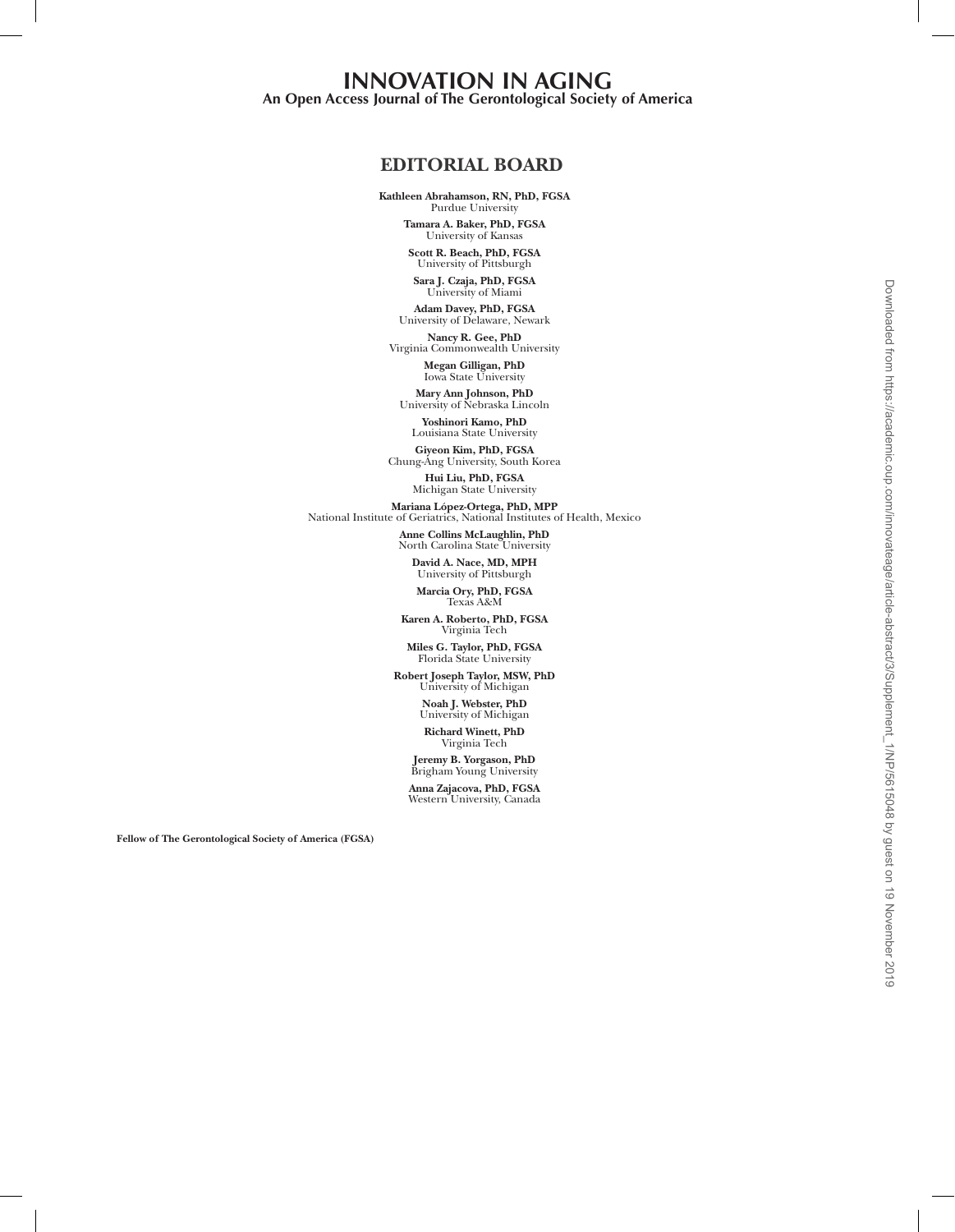# INNOVATION IN AGING

**An Open Access Journal of The Gerontological Society of America**

## EDITORIAL BOARD

**Kathleen Abrahamson, RN, PhD, FGSA**
Purdue University

**Tamara A. Baker, PhD, FGSA**
University of Kansas

**Scott R. Beach, PhD, FGSA**
University of Pittsburgh

**Sara J. Czaja, PhD, FGSA**
University of Miami

**Adam Davey, PhD, FGSA**
University of Delaware, Newark

**Nancy R. Gee, PhD**
Virginia Commonwealth University

**Megan Gilligan, PhD**
Iowa State University

**Mary Ann Johnson, PhD**
University of Nebraska Lincoln

**Yoshinori Kamo, PhD**
Louisiana State University

**Giyeon Kim, PhD, FGSA**
Chung-Ang University, South Korea

**Hui Liu, PhD, FGSA**
Michigan State University

**Mariana López-Ortega, PhD, MPP**
National Institute of Geriatrics, National Institutes of Health, Mexico

**Anne Collins McLaughlin, PhD**
North Carolina State University

**David A. Nace, MD, MPH**
University of Pittsburgh

**Marcia Ory, PhD, FGSA**
Texas A&M

**Karen A. Roberto, PhD, FGSA**
Virginia Tech

**Miles G. Taylor, PhD, FGSA**
Florida State University

**Robert Joseph Taylor, MSW, PhD**
University of Michigan

**Noah J. Webster, PhD**
University of Michigan

**Richard Winett, PhD**
Virginia Tech

**Jeremy B. Yorgason, PhD**
Brigham Young University

**Anna Zajacova, PhD, FGSA**
Western University, Canada

**Fellow of The Gerontological Society of America (FGSA)**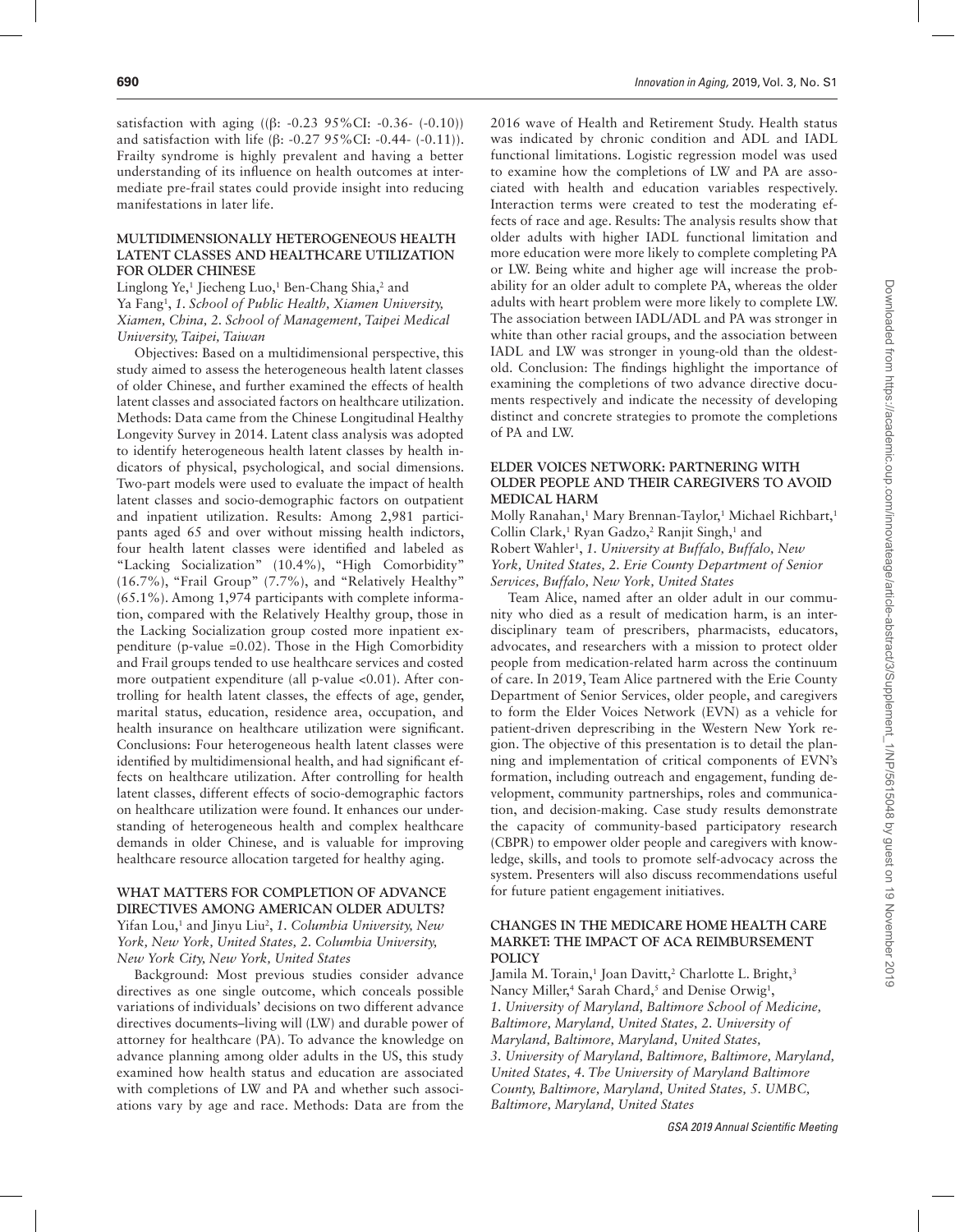satisfaction with aging ((β: -0.23 95%CI: -0.36- (-0.10)) and satisfaction with life (β: -0.27 95%CI: -0.44- (-0.11)). Frailty syndrome is highly prevalent and having a better understanding of its influence on health outcomes at intermediate pre-frail states could provide insight into reducing manifestations in later life.

### MULTIDIMENSIONALLY HETEROGENEOUS HEALTH LATENT CLASSES AND HEALTHCARE UTILIZATION FOR OLDER CHINESE

Linglong Ye,[1] Jiecheng Luo,[1] Ben-Chang Shia,[2] and Ya Fang[1], *1. School of Public Health, Xiamen University, Xiamen, China, 2. School of Management, Taipei Medical University, Taipei, Taiwan*

Objectives: Based on a multidimensional perspective, this study aimed to assess the heterogeneous health latent classes of older Chinese, and further examined the effects of health latent classes and associated factors on healthcare utilization. Methods: Data came from the Chinese Longitudinal Healthy Longevity Survey in 2014. Latent class analysis was adopted to identify heterogeneous health latent classes by health indicators of physical, psychological, and social dimensions. Two-part models were used to evaluate the impact of health latent classes and socio-demographic factors on outpatient and inpatient utilization. Results: Among 2,981 participants aged 65 and over without missing health indictors, four health latent classes were identified and labeled as "Lacking Socialization" (10.4%), "High Comorbidity" (16.7%), "Frail Group" (7.7%), and "Relatively Healthy" (65.1%). Among 1,974 participants with complete information, compared with the Relatively Healthy group, those in the Lacking Socialization group costed more inpatient expenditure (p-value =0.02). Those in the High Comorbidity and Frail groups tended to use healthcare services and costed more outpatient expenditure (all p-value <0.01). After controlling for health latent classes, the effects of age, gender, marital status, education, residence area, occupation, and health insurance on healthcare utilization were significant. Conclusions: Four heterogeneous health latent classes were identified by multidimensional health, and had significant effects on healthcare utilization. After controlling for health latent classes, different effects of socio-demographic factors on healthcare utilization were found. It enhances our understanding of heterogeneous health and complex healthcare demands in older Chinese, and is valuable for improving healthcare resource allocation targeted for healthy aging.

### WHAT MATTERS FOR COMPLETION OF ADVANCE DIRECTIVES AMONG AMERICAN OLDER ADULTS?

Yifan Lou,[1] and Jinyu Liu[2], *1. Columbia University, New York, New York, United States, 2. Columbia University, New York City, New York, United States*

Background: Most previous studies consider advance directives as one single outcome, which conceals possible variations of individuals' decisions on two different advance directives documents–living will (LW) and durable power of attorney for healthcare (PA). To advance the knowledge on advance planning among older adults in the US, this study examined how health status and education are associated with completions of LW and PA and whether such associations vary by age and race. Methods: Data are from the 2016 wave of Health and Retirement Study. Health status was indicated by chronic condition and ADL and IADL functional limitations. Logistic regression model was used to examine how the completions of LW and PA are associated with health and education variables respectively. Interaction terms were created to test the moderating effects of race and age. Results: The analysis results show that older adults with higher IADL functional limitation and more education were more likely to complete completing PA or LW. Being white and higher age will increase the probability for an older adult to complete PA, whereas the older adults with heart problem were more likely to complete LW. The association between IADL/ADL and PA was stronger in white than other racial groups, and the association between IADL and LW was stronger in young-old than the oldest-old. Conclusion: The findings highlight the importance of examining the completions of two advance directive documents respectively and indicate the necessity of developing distinct and concrete strategies to promote the completions of PA and LW.

### ELDER VOICES NETWORK: PARTNERING WITH OLDER PEOPLE AND THEIR CAREGIVERS TO AVOID MEDICAL HARM

Molly Ranahan,[1] Mary Brennan-Taylor,[1] Michael Richbart,[1] Collin Clark,[1] Ryan Gadzo,[2] Ranjit Singh,[1] and Robert Wahler[1], *1. University at Buffalo, Buffalo, New York, United States, 2. Erie County Department of Senior Services, Buffalo, New York, United States*

Team Alice, named after an older adult in our community who died as a result of medication harm, is an interdisciplinary team of prescribers, pharmacists, educators, advocates, and researchers with a mission to protect older people from medication-related harm across the continuum of care. In 2019, Team Alice partnered with the Erie County Department of Senior Services, older people, and caregivers to form the Elder Voices Network (EVN) as a vehicle for patient-driven deprescribing in the Western New York region. The objective of this presentation is to detail the planning and implementation of critical components of EVN's formation, including outreach and engagement, funding development, community partnerships, roles and communication, and decision-making. Case study results demonstrate the capacity of community-based participatory research (CBPR) to empower older people and caregivers with knowledge, skills, and tools to promote self-advocacy across the system. Presenters will also discuss recommendations useful for future patient engagement initiatives.

### CHANGES IN THE MEDICARE HOME HEALTH CARE MARKET: THE IMPACT OF ACA REIMBURSEMENT POLICY

Jamila M. Torain,[1] Joan Davitt,[2] Charlotte L. Bright,[3] Nancy Miller,[4] Sarah Chard,[5] and Denise Orwig[1], *1. University of Maryland, Baltimore School of Medicine, Baltimore, Maryland, United States, 2. University of Maryland, Baltimore, Maryland, United States, 3. University of Maryland, Baltimore, Baltimore, Maryland, United States, 4. The University of Maryland Baltimore County, Baltimore, Maryland, United States, 5. UMBC, Baltimore, Maryland, United States*